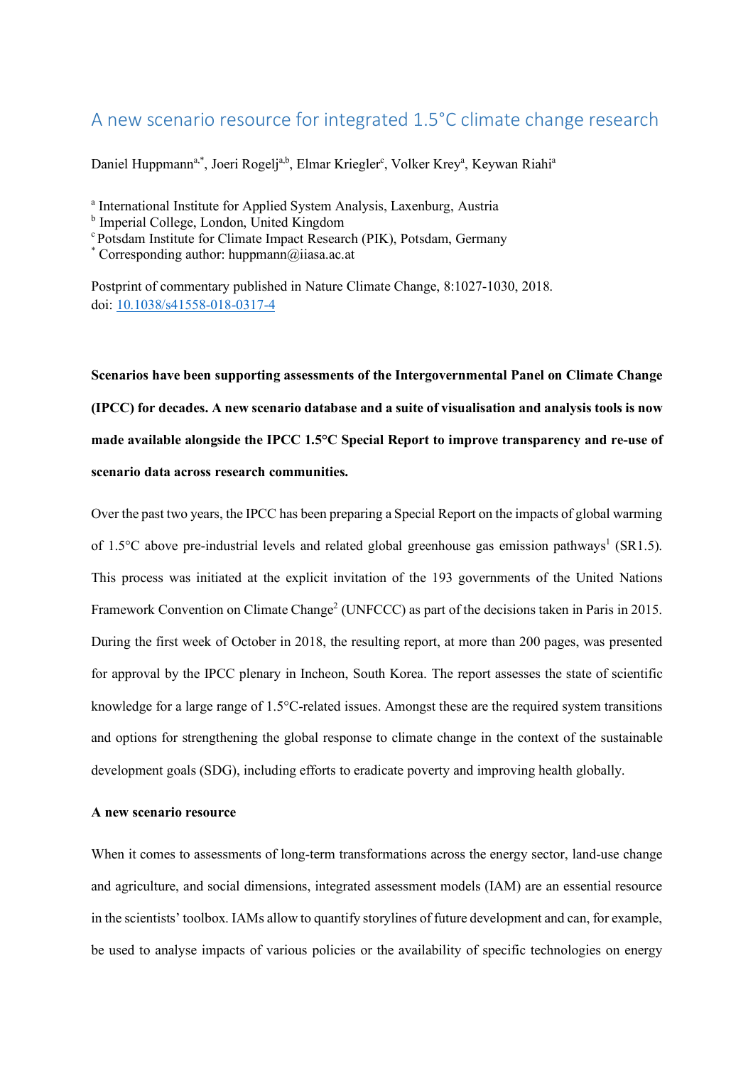# A new scenario resource for integrated 1.5°C climate change research

Daniel Huppmann[a,*], Joeri Rogelj[a,b], Elmar Kriegler[c], Volker Krey[a], Keywan Riahi[a]

[a] International Institute for Applied System Analysis, Laxenburg, Austria
[b] Imperial College, London, United Kingdom
[c] Potsdam Institute for Climate Impact Research (PIK), Potsdam, Germany
[*] Corresponding author: huppmann@iiasa.ac.at

Postprint of commentary published in Nature Climate Change, 8:1027-1030, 2018.
doi: [10.1038/s41558-018-0317-4](https://doi.org/10.1038/s41558-018-0317-4)

**Scenarios have been supporting assessments of the Intergovernmental Panel on Climate Change (IPCC) for decades. A new scenario database and a suite of visualisation and analysis tools is now made available alongside the IPCC 1.5°C Special Report to improve transparency and re-use of scenario data across research communities.**

Over the past two years, the IPCC has been preparing a Special Report on the impacts of global warming of 1.5°C above pre-industrial levels and related global greenhouse gas emission pathways[1] (SR1.5). This process was initiated at the explicit invitation of the 193 governments of the United Nations Framework Convention on Climate Change[2] (UNFCCC) as part of the decisions taken in Paris in 2015. During the first week of October in 2018, the resulting report, at more than 200 pages, was presented for approval by the IPCC plenary in Incheon, South Korea. The report assesses the state of scientific knowledge for a large range of 1.5°C-related issues. Amongst these are the required system transitions and options for strengthening the global response to climate change in the context of the sustainable development goals (SDG), including efforts to eradicate poverty and improving health globally.

**A new scenario resource**

When it comes to assessments of long-term transformations across the energy sector, land-use change and agriculture, and social dimensions, integrated assessment models (IAM) are an essential resource in the scientists' toolbox. IAMs allow to quantify storylines of future development and can, for example, be used to analyse impacts of various policies or the availability of specific technologies on energy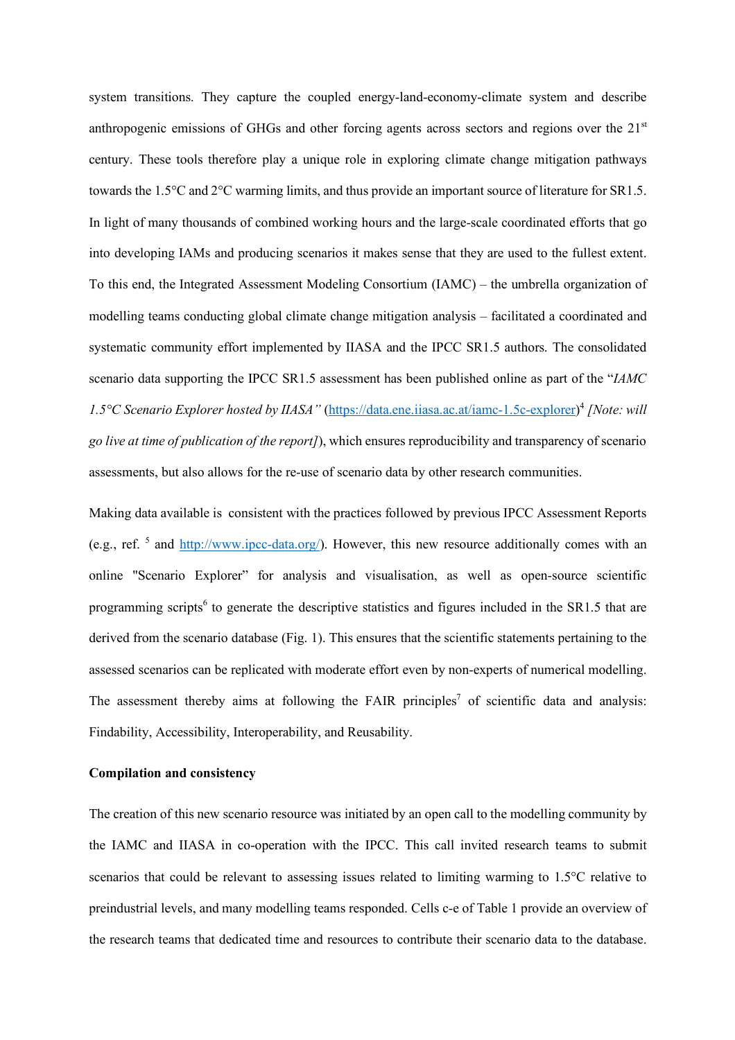system transitions. They capture the coupled energy-land-economy-climate system and describe anthropogenic emissions of GHGs and other forcing agents across sectors and regions over the 21st century. These tools therefore play a unique role in exploring climate change mitigation pathways towards the 1.5°C and 2°C warming limits, and thus provide an important source of literature for SR1.5. In light of many thousands of combined working hours and the large-scale coordinated efforts that go into developing IAMs and producing scenarios it makes sense that they are used to the fullest extent. To this end, the Integrated Assessment Modeling Consortium (IAMC) – the umbrella organization of modelling teams conducting global climate change mitigation analysis – facilitated a coordinated and systematic community effort implemented by IIASA and the IPCC SR1.5 authors. The consolidated scenario data supporting the IPCC SR1.5 assessment has been published online as part of the "*IAMC 1.5°C Scenario Explorer hosted by IIASA"* (https://data.ene.iiasa.ac.at/iamc-1.5c-explorer)[4] *[Note: will go live at time of publication of the report]*), which ensures reproducibility and transparency of scenario assessments, but also allows for the re-use of scenario data by other research communities.

Making data available is consistent with the practices followed by previous IPCC Assessment Reports (e.g., ref. [5] and http://www.ipcc-data.org/). However, this new resource additionally comes with an online "Scenario Explorer" for analysis and visualisation, as well as open-source scientific programming scripts[6] to generate the descriptive statistics and figures included in the SR1.5 that are derived from the scenario database (Fig. 1). This ensures that the scientific statements pertaining to the assessed scenarios can be replicated with moderate effort even by non-experts of numerical modelling. The assessment thereby aims at following the FAIR principles[7] of scientific data and analysis: Findability, Accessibility, Interoperability, and Reusability.

**Compilation and consistency**

The creation of this new scenario resource was initiated by an open call to the modelling community by the IAMC and IIASA in co-operation with the IPCC. This call invited research teams to submit scenarios that could be relevant to assessing issues related to limiting warming to 1.5°C relative to preindustrial levels, and many modelling teams responded. Cells c-e of Table 1 provide an overview of the research teams that dedicated time and resources to contribute their scenario data to the database.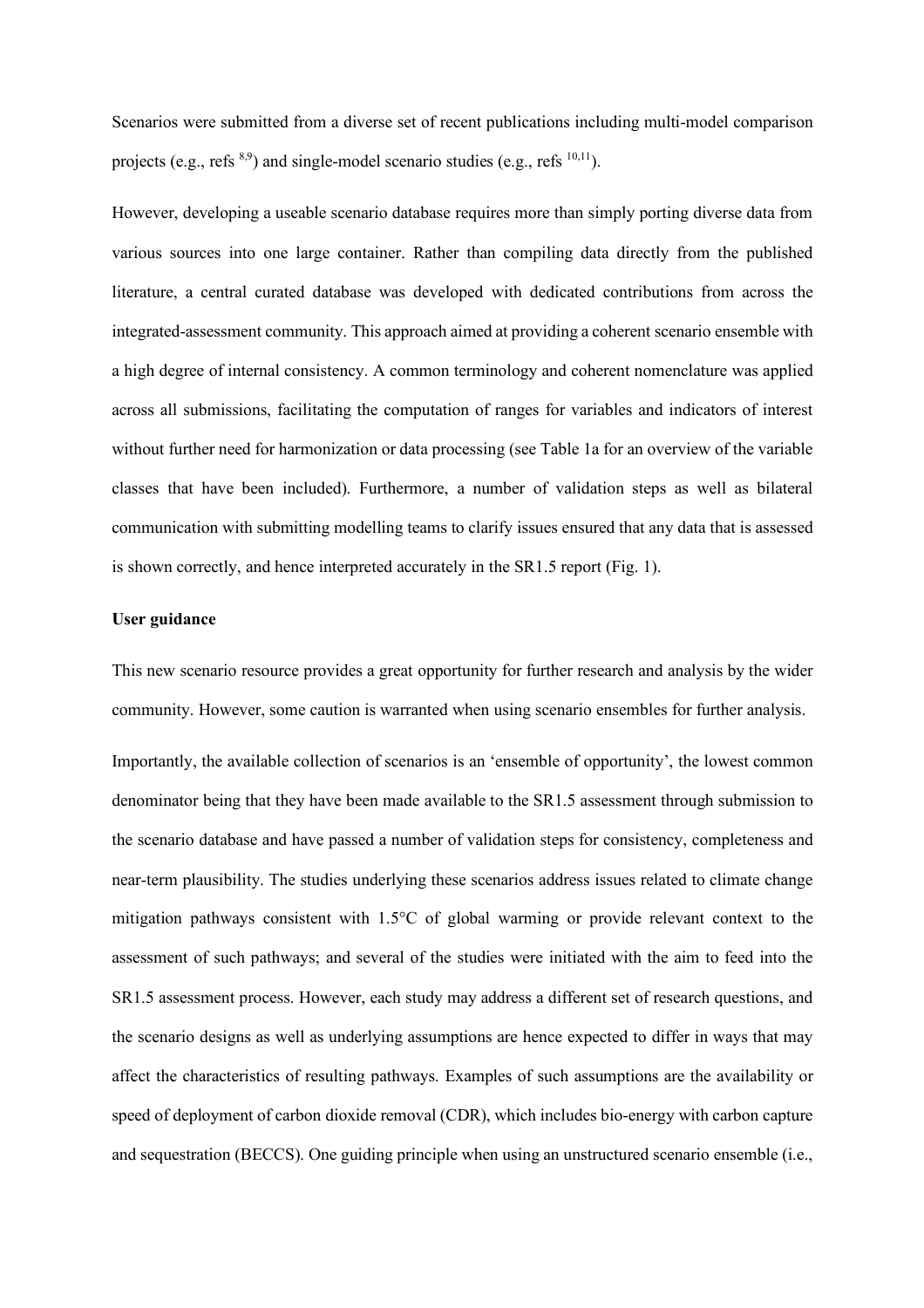Scenarios were submitted from a diverse set of recent publications including multi-model comparison projects (e.g., refs [8,9]) and single-model scenario studies (e.g., refs [10,11]).

However, developing a useable scenario database requires more than simply porting diverse data from various sources into one large container. Rather than compiling data directly from the published literature, a central curated database was developed with dedicated contributions from across the integrated-assessment community. This approach aimed at providing a coherent scenario ensemble with a high degree of internal consistency. A common terminology and coherent nomenclature was applied across all submissions, facilitating the computation of ranges for variables and indicators of interest without further need for harmonization or data processing (see Table 1a for an overview of the variable classes that have been included). Furthermore, a number of validation steps as well as bilateral communication with submitting modelling teams to clarify issues ensured that any data that is assessed is shown correctly, and hence interpreted accurately in the SR1.5 report (Fig. 1).

**User guidance**

This new scenario resource provides a great opportunity for further research and analysis by the wider community. However, some caution is warranted when using scenario ensembles for further analysis.

Importantly, the available collection of scenarios is an 'ensemble of opportunity', the lowest common denominator being that they have been made available to the SR1.5 assessment through submission to the scenario database and have passed a number of validation steps for consistency, completeness and near-term plausibility. The studies underlying these scenarios address issues related to climate change mitigation pathways consistent with 1.5°C of global warming or provide relevant context to the assessment of such pathways; and several of the studies were initiated with the aim to feed into the SR1.5 assessment process. However, each study may address a different set of research questions, and the scenario designs as well as underlying assumptions are hence expected to differ in ways that may affect the characteristics of resulting pathways. Examples of such assumptions are the availability or speed of deployment of carbon dioxide removal (CDR), which includes bio-energy with carbon capture and sequestration (BECCS). One guiding principle when using an unstructured scenario ensemble (i.e.,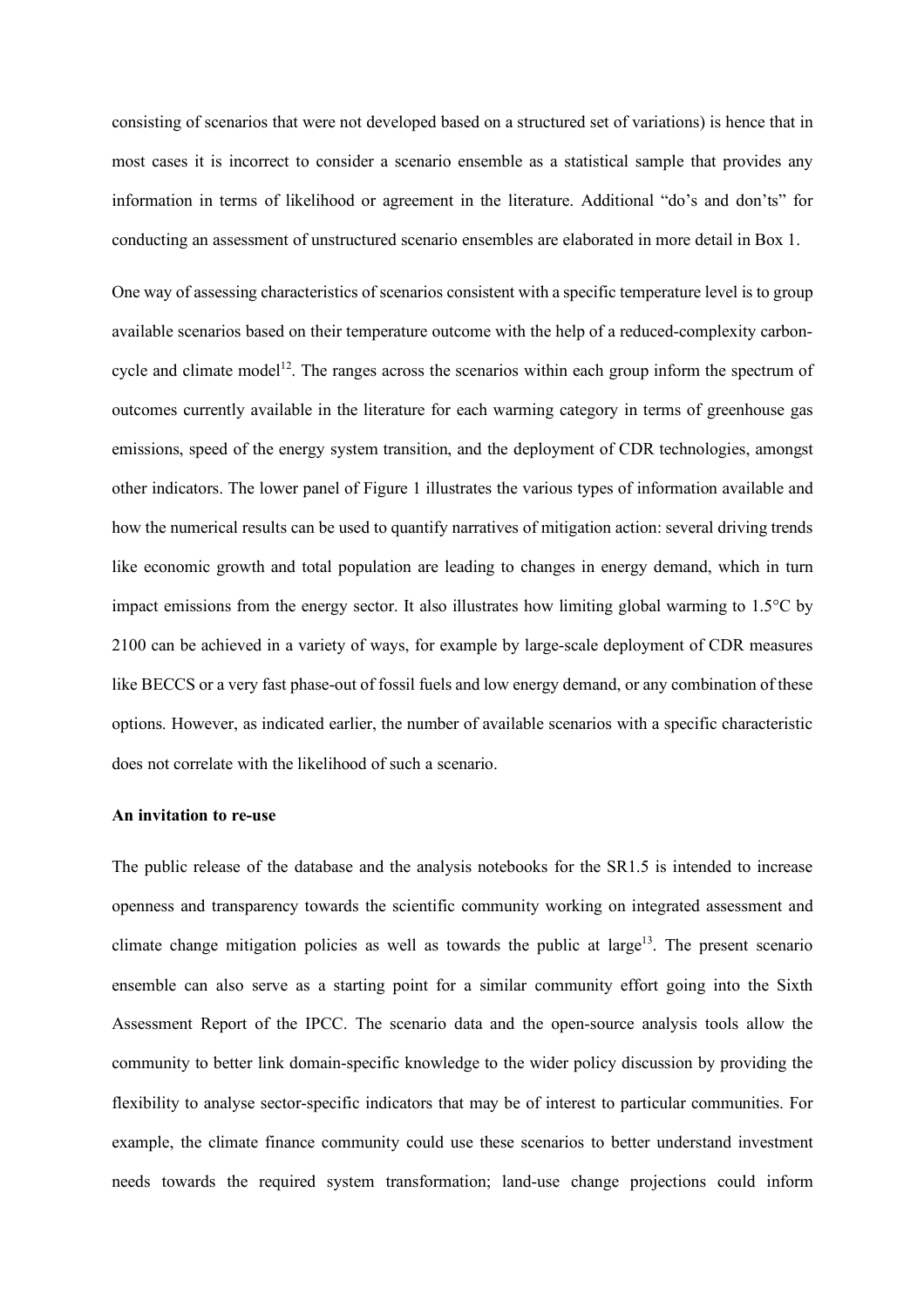consisting of scenarios that were not developed based on a structured set of variations) is hence that in most cases it is incorrect to consider a scenario ensemble as a statistical sample that provides any information in terms of likelihood or agreement in the literature. Additional "do's and don'ts" for conducting an assessment of unstructured scenario ensembles are elaborated in more detail in Box 1.

One way of assessing characteristics of scenarios consistent with a specific temperature level is to group available scenarios based on their temperature outcome with the help of a reduced-complexity carbon-cycle and climate model[12]. The ranges across the scenarios within each group inform the spectrum of outcomes currently available in the literature for each warming category in terms of greenhouse gas emissions, speed of the energy system transition, and the deployment of CDR technologies, amongst other indicators. The lower panel of Figure 1 illustrates the various types of information available and how the numerical results can be used to quantify narratives of mitigation action: several driving trends like economic growth and total population are leading to changes in energy demand, which in turn impact emissions from the energy sector. It also illustrates how limiting global warming to 1.5°C by 2100 can be achieved in a variety of ways, for example by large-scale deployment of CDR measures like BECCS or a very fast phase-out of fossil fuels and low energy demand, or any combination of these options. However, as indicated earlier, the number of available scenarios with a specific characteristic does not correlate with the likelihood of such a scenario.

**An invitation to re-use**

The public release of the database and the analysis notebooks for the SR1.5 is intended to increase openness and transparency towards the scientific community working on integrated assessment and climate change mitigation policies as well as towards the public at large[13]. The present scenario ensemble can also serve as a starting point for a similar community effort going into the Sixth Assessment Report of the IPCC. The scenario data and the open-source analysis tools allow the community to better link domain-specific knowledge to the wider policy discussion by providing the flexibility to analyse sector-specific indicators that may be of interest to particular communities. For example, the climate finance community could use these scenarios to better understand investment needs towards the required system transformation; land-use change projections could inform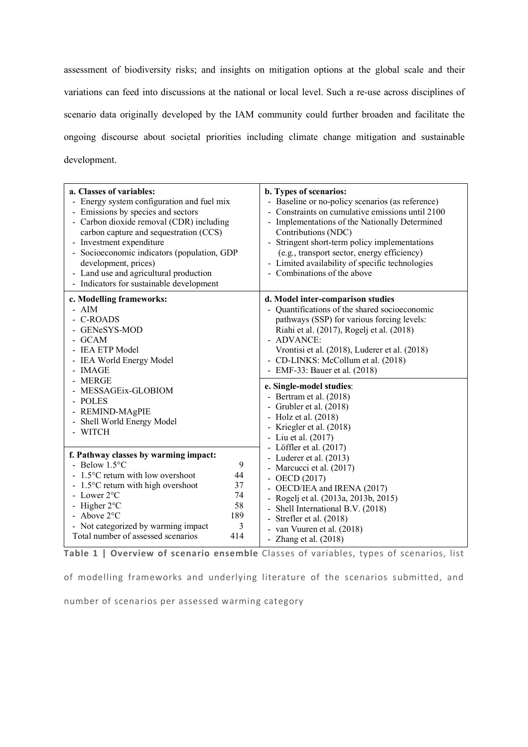assessment of biodiversity risks; and insights on mitigation options at the global scale and their variations can feed into discussions at the national or local level. Such a re-use across disciplines of scenario data originally developed by the IAM community could further broaden and facilitate the ongoing discourse about societal priorities including climate change mitigation and sustainable development.

**a. Classes of variables:**
- Energy system configuration and fuel mix
- Emissions by species and sectors
- Carbon dioxide removal (CDR) including carbon capture and sequestration (CCS)
- Investment expenditure
- Socioeconomic indicators (population, GDP development, prices)
- Land use and agricultural production
- Indicators for sustainable development

**b. Types of scenarios:**
- Baseline or no-policy scenarios (as reference)
- Constraints on cumulative emissions until 2100
- Implementations of the Nationally Determined Contributions (NDC)
- Stringent short-term policy implementations (e.g., transport sector, energy efficiency)
- Limited availability of specific technologies
- Combinations of the above

**c. Modelling frameworks:**
- AIM
- C-ROADS
- GENeSYS-MOD
- GCAM
- IEA ETP Model
- IEA World Energy Model
- IMAGE
- MERGE
- MESSAGEix-GLOBIOM
- POLES
- REMIND-MAgPIE
- Shell World Energy Model
- WITCH

**d. Model inter-comparison studies**
- Quantifications of the shared socioeconomic pathways (SSP) for various forcing levels: Riahi et al. (2017), Rogelj et al. (2018)
- ADVANCE: Vrontisi et al. (2018), Luderer et al. (2018)
- CD-LINKS: McCollum et al. (2018)
- EMF-33: Bauer et al. (2018)

**e. Single-model studies**:
- Bertram et al. (2018)
- Grubler et al. (2018)
- Holz et al. (2018)
- Kriegler et al. (2018)
- Liu et al. (2017)
- Löffler et al. (2017)
- Luderer et al. (2013)
- Marcucci et al. (2017)
- OECD (2017)
- OECD/IEA and IRENA (2017)
- Rogelj et al. (2013a, 2013b, 2015)
- Shell International B.V. (2018)
- Strefler et al. (2018)
- van Vuuren et al. (2018)
- Zhang et al. (2018)

**f. Pathway classes by warming impact:**

| Pathway class | Number |
|---|---|
| - Below 1.5°C | 9 |
| - 1.5°C return with low overshoot | 44 |
| - 1.5°C return with high overshoot | 37 |
| - Lower 2°C | 74 |
| - Higher 2°C | 58 |
| - Above 2°C | 189 |
| - Not categorized by warming impact | 3 |
| Total number of assessed scenarios | 414 |

**Table 1 | Overview of scenario ensemble** Classes of variables, types of scenarios, list of modelling frameworks and underlying literature of the scenarios submitted, and number of scenarios per assessed warming category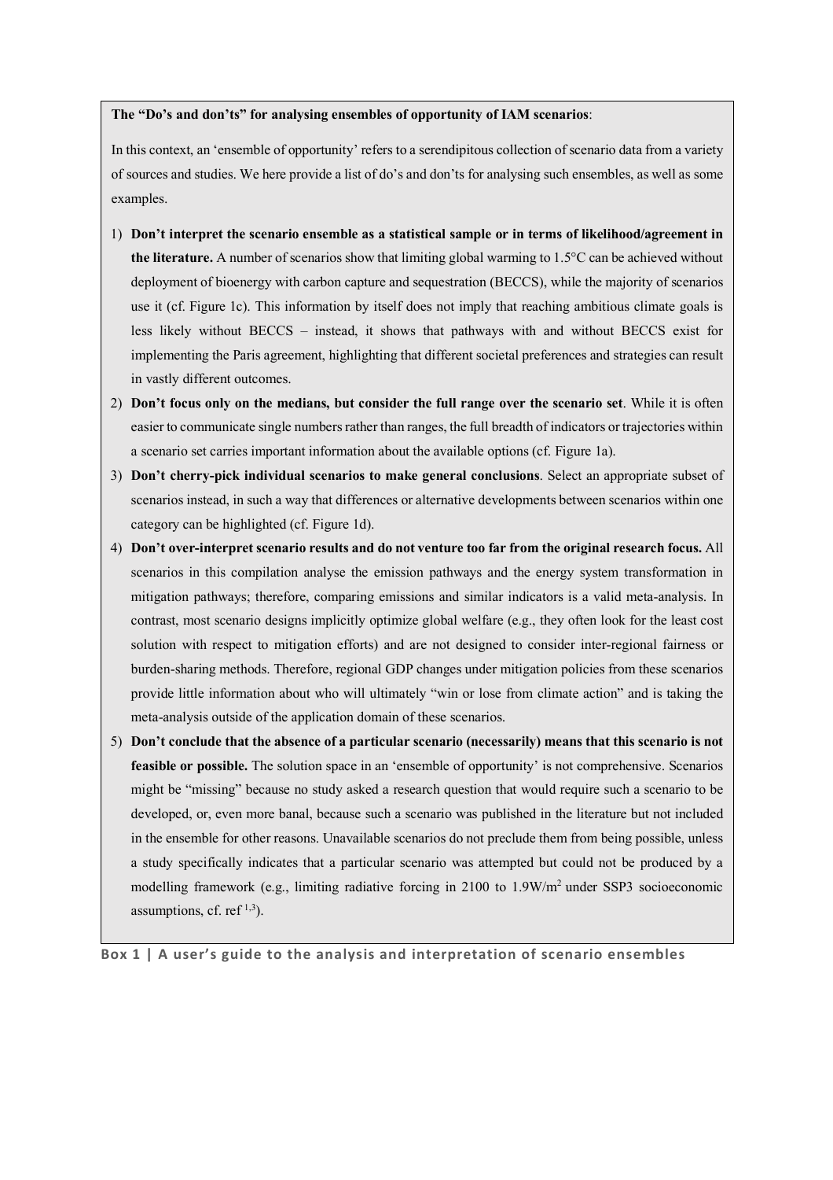**The "Do's and don'ts" for analysing ensembles of opportunity of IAM scenarios**:

In this context, an 'ensemble of opportunity' refers to a serendipitous collection of scenario data from a variety of sources and studies. We here provide a list of do's and don'ts for analysing such ensembles, as well as some examples.

1) **Don't interpret the scenario ensemble as a statistical sample or in terms of likelihood/agreement in the literature.** A number of scenarios show that limiting global warming to 1.5°C can be achieved without deployment of bioenergy with carbon capture and sequestration (BECCS), while the majority of scenarios use it (cf. Figure 1c). This information by itself does not imply that reaching ambitious climate goals is less likely without BECCS – instead, it shows that pathways with and without BECCS exist for implementing the Paris agreement, highlighting that different societal preferences and strategies can result in vastly different outcomes.
2) **Don't focus only on the medians, but consider the full range over the scenario set**. While it is often easier to communicate single numbers rather than ranges, the full breadth of indicators or trajectories within a scenario set carries important information about the available options (cf. Figure 1a).
3) **Don't cherry-pick individual scenarios to make general conclusions**. Select an appropriate subset of scenarios instead, in such a way that differences or alternative developments between scenarios within one category can be highlighted (cf. Figure 1d).
4) **Don't over-interpret scenario results and do not venture too far from the original research focus.** All scenarios in this compilation analyse the emission pathways and the energy system transformation in mitigation pathways; therefore, comparing emissions and similar indicators is a valid meta-analysis. In contrast, most scenario designs implicitly optimize global welfare (e.g., they often look for the least cost solution with respect to mitigation efforts) and are not designed to consider inter-regional fairness or burden-sharing methods. Therefore, regional GDP changes under mitigation policies from these scenarios provide little information about who will ultimately "win or lose from climate action" and is taking the meta-analysis outside of the application domain of these scenarios.
5) **Don't conclude that the absence of a particular scenario (necessarily) means that this scenario is not feasible or possible.** The solution space in an 'ensemble of opportunity' is not comprehensive. Scenarios might be "missing" because no study asked a research question that would require such a scenario to be developed, or, even more banal, because such a scenario was published in the literature but not included in the ensemble for other reasons. Unavailable scenarios do not preclude them from being possible, unless a study specifically indicates that a particular scenario was attempted but could not be produced by a modelling framework (e.g., limiting radiative forcing in 2100 to 1.9W/m$^2$ under SSP3 socioeconomic assumptions, cf. ref [1,3]).

**Box 1 | A user's guide to the analysis and interpretation of scenario ensembles**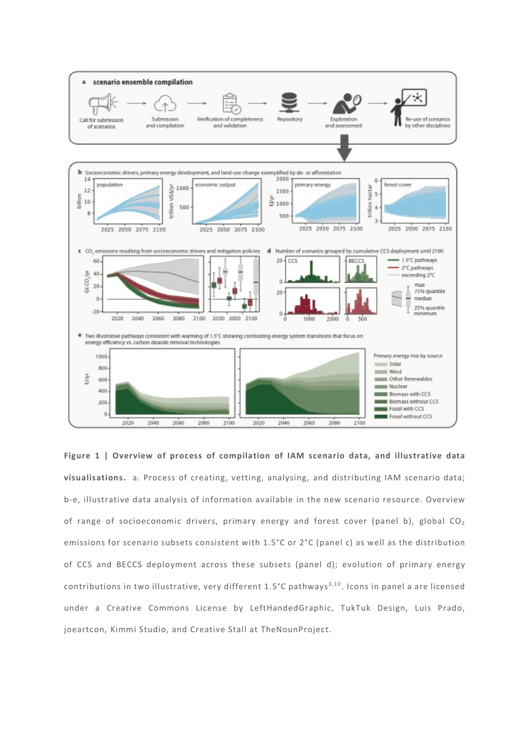**Figure 1 | Overview of process of compilation of IAM scenario data, and illustrative data visualisations.** a. Process of creating, vetting, analysing, and distributing IAM scenario data; b-e, illustrative data analysis of information available in the new scenario resource. Overview of range of socioeconomic drivers, primary energy and forest cover (panel b), global $CO_2$ emissions for scenario subsets consistent with 1.5°C or 2°C (panel c) as well as the distribution of CCS and BECCS deployment across these subsets (panel d); evolution of primary energy contributions in two illustrative, very different 1.5°C pathways[3,10]. Icons in panel a are licensed under a Creative Commons License by LeftHandedGraphic, TukTuk Design, Luis Prado, joeartcon, Kimmi Studio, and Creative Stall at TheNounProject.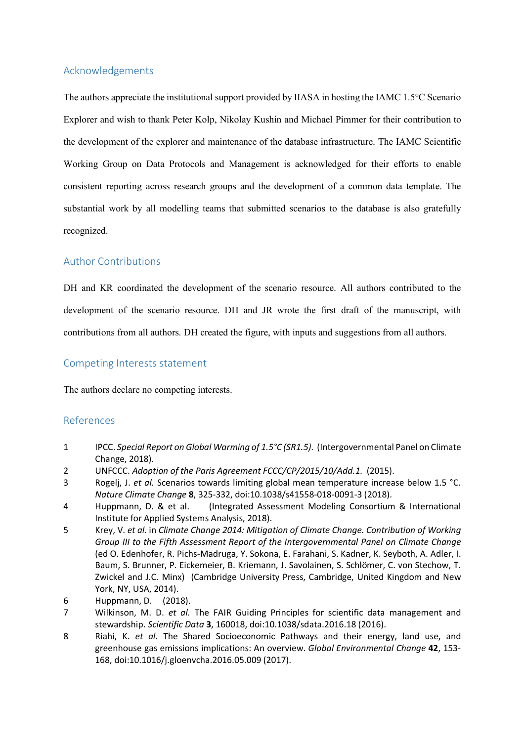## Acknowledgements

The authors appreciate the institutional support provided by IIASA in hosting the IAMC 1.5°C Scenario Explorer and wish to thank Peter Kolp, Nikolay Kushin and Michael Pimmer for their contribution to the development of the explorer and maintenance of the database infrastructure. The IAMC Scientific Working Group on Data Protocols and Management is acknowledged for their efforts to enable consistent reporting across research groups and the development of a common data template. The substantial work by all modelling teams that submitted scenarios to the database is also gratefully recognized.

## Author Contributions

DH and KR coordinated the development of the scenario resource. All authors contributed to the development of the scenario resource. DH and JR wrote the first draft of the manuscript, with contributions from all authors. DH created the figure, with inputs and suggestions from all authors.

## Competing Interests statement

The authors declare no competing interests.

## References

1 IPCC. *Special Report on Global Warming of 1.5°C (SR1.5).* (Intergovernmental Panel on Climate Change, 2018).

2 UNFCCC. *Adoption of the Paris Agreement FCCC/CP/2015/10/Add.1.* (2015).

3 Rogelj, J. *et al.* Scenarios towards limiting global mean temperature increase below 1.5 °C. *Nature Climate Change* **8**, 325-332, doi:10.1038/s41558-018-0091-3 (2018).

4 Huppmann, D. & et al. (Integrated Assessment Modeling Consortium & International Institute for Applied Systems Analysis, 2018).

5 Krey, V. *et al.* in *Climate Change 2014: Mitigation of Climate Change. Contribution of Working Group III to the Fifth Assessment Report of the Intergovernmental Panel on Climate Change* (ed O. Edenhofer, R. Pichs-Madruga, Y. Sokona, E. Farahani, S. Kadner, K. Seyboth, A. Adler, I. Baum, S. Brunner, P. Eickemeier, B. Kriemann, J. Savolainen, S. Schlömer, C. von Stechow, T. Zwickel and J.C. Minx) (Cambridge University Press, Cambridge, United Kingdom and New York, NY, USA, 2014).

6 Huppmann, D. (2018).

7 Wilkinson, M. D. *et al.* The FAIR Guiding Principles for scientific data management and stewardship. *Scientific Data* **3**, 160018, doi:10.1038/sdata.2016.18 (2016).

8 Riahi, K. *et al.* The Shared Socioeconomic Pathways and their energy, land use, and greenhouse gas emissions implications: An overview. *Global Environmental Change* **42**, 153-168, doi:10.1016/j.gloenvcha.2016.05.009 (2017).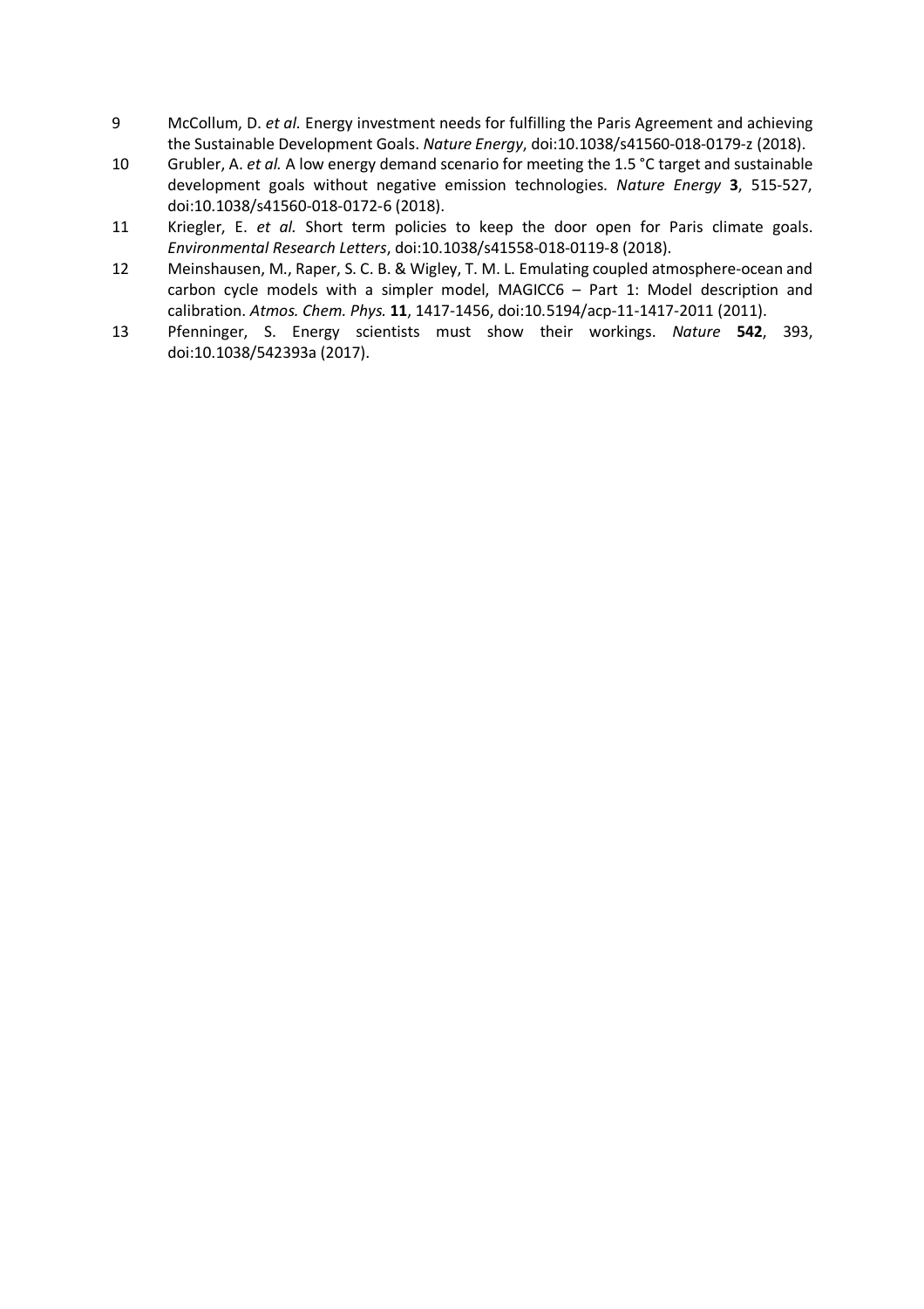9 McCollum, D. *et al.* Energy investment needs for fulfilling the Paris Agreement and achieving the Sustainable Development Goals. *Nature Energy*, doi:10.1038/s41560-018-0179-z (2018).

10 Grubler, A. *et al.* A low energy demand scenario for meeting the 1.5 °C target and sustainable development goals without negative emission technologies. *Nature Energy* **3**, 515-527, doi:10.1038/s41560-018-0172-6 (2018).

11 Kriegler, E. *et al.* Short term policies to keep the door open for Paris climate goals. *Environmental Research Letters*, doi:10.1038/s41558-018-0119-8 (2018).

12 Meinshausen, M., Raper, S. C. B. & Wigley, T. M. L. Emulating coupled atmosphere-ocean and carbon cycle models with a simpler model, MAGICC6 – Part 1: Model description and calibration. *Atmos. Chem. Phys.* **11**, 1417-1456, doi:10.5194/acp-11-1417-2011 (2011).

13 Pfenninger, S. Energy scientists must show their workings. *Nature* **542**, 393, doi:10.1038/542393a (2017).